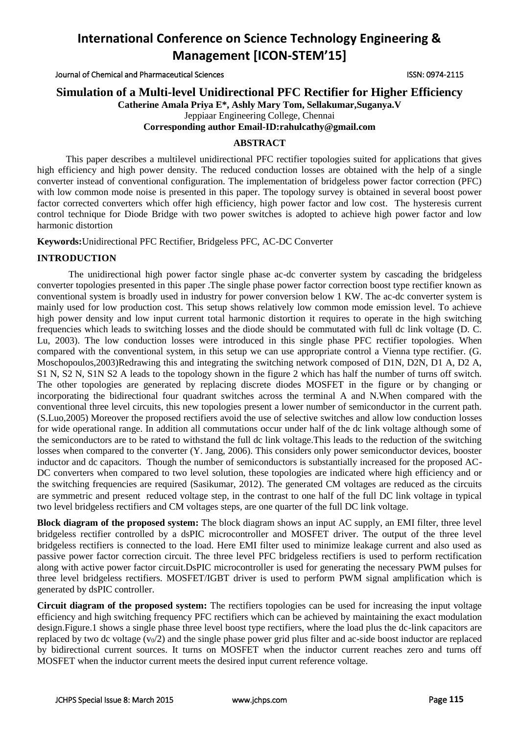# Simulation of a Multi-level Unidirectional PFC Rectifier for Higher Efficiency

**Catherine Amala Priya E\*, Ashly Mary Tom, Sellakumar,Suganya.V**

Jeppiaar Engineering College, Chennai

**Corresponding author Email-ID:rahulcathy@gmail.com**

## ABSTRACT

This paper describes a multilevel unidirectional PFC rectifier topologies suited for applications that gives high efficiency and high power density. The reduced conduction losses are obtained with the help of a single converter instead of conventional configuration. The implementation of bridgeless power factor correction (PFC) with low common mode noise is presented in this paper. The topology survey is obtained in several boost power factor corrected converters which offer high efficiency, high power factor and low cost. The hysteresis current control technique for Diode Bridge with two power switches is adopted to achieve high power factor and low harmonic distortion

**Keywords:**Unidirectional PFC Rectifier, Bridgeless PFC, AC-DC Converter

## INTRODUCTION

The unidirectional high power factor single phase ac-dc converter system by cascading the bridgeless converter topologies presented in this paper .The single phase power factor correction boost type rectifier known as conventional system is broadly used in industry for power conversion below 1 KW. The ac-dc converter system is mainly used for low production cost. This setup shows relatively low common mode emission level. To achieve high power density and low input current total harmonic distortion it requires to operate in the high switching frequencies which leads to switching losses and the diode should be commutated with full dc link voltage (D. C. Lu, 2003). The low conduction losses were introduced in this single phase PFC rectifier topologies. When compared with the conventional system, in this setup we can use appropriate control a Vienna type rectifier. (G. Moschopoulos,2003)Redrawing this and integrating the switching network composed of D1N, D2N, D1 A, D2 A, S1 N, S2 N, S1N S2 A leads to the topology shown in the figure 2 which has half the number of turns off switch. The other topologies are generated by replacing discrete diodes MOSFET in the figure or by changing or incorporating the bidirectional four quadrant switches across the terminal A and N.When compared with the conventional three level circuits, this new topologies present a lower number of semiconductor in the current path. (S.Luo,2005) Moreover the proposed rectifiers avoid the use of selective switches and allow low conduction losses for wide operational range. In addition all commutations occur under half of the dc link voltage although some of the semiconductors are to be rated to withstand the full dc link voltage.This leads to the reduction of the switching losses when compared to the converter (Y. Jang, 2006). This considers only power semiconductor devices, booster inductor and dc capacitors. Though the number of semiconductors is substantially increased for the proposed AC-DC converters when compared to two level solution, these topologies are indicated where high efficiency and or the switching frequencies are required (Sasikumar, 2012). The generated CM voltages are reduced as the circuits are symmetric and present reduced voltage step, in the contrast to one half of the full DC link voltage in typical two level bridgeless rectifiers and CM voltages steps, are one quarter of the full DC link voltage.

**Block diagram of the proposed system:** The block diagram shows an input AC supply, an EMI filter, three level bridgeless rectifier controlled by a dsPIC microcontroller and MOSFET driver. The output of the three level bridgeless rectifiers is connected to the load. Here EMI filter used to minimize leakage current and also used as passive power factor correction circuit. The three level PFC bridgeless rectifiers is used to perform rectification along with active power factor circuit.DsPIC microcontroller is used for generating the necessary PWM pulses for three level bridgeless rectifiers. MOSFET/IGBT driver is used to perform PWM signal amplification which is generated by dsPIC controller.

**Circuit diagram of the proposed system:** The rectifiers topologies can be used for increasing the input voltage efficiency and high switching frequency PFC rectifiers which can be achieved by maintaining the exact modulation design.Figure.1 shows a single phase three level boost type rectifiers, where the load plus the dc-link capacitors are replaced by two dc voltage ($v_0/2$) and the single phase power grid plus filter and ac-side boost inductor are replaced by bidirectional current sources. It turns on MOSFET when the inductor current reaches zero and turns off MOSFET when the inductor current meets the desired input current reference voltage.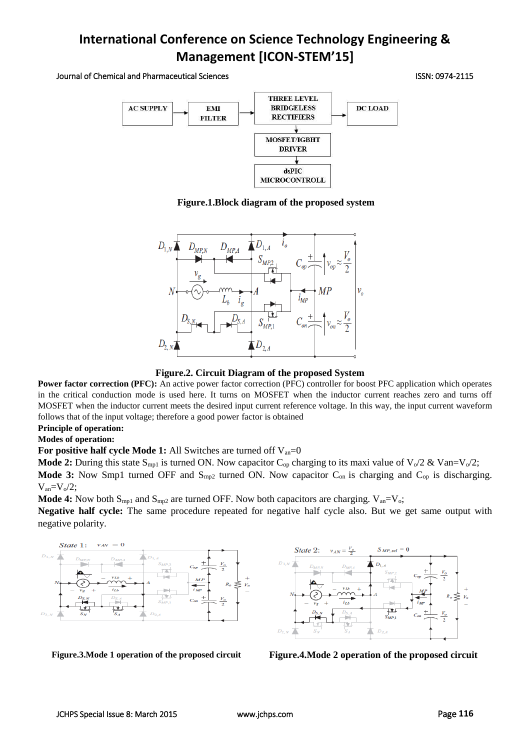**Figure.1.Block diagram of the proposed system**

**Figure.2. Circuit Diagram of the proposed System**

**Power factor correction (PFC):** An active power factor correction (PFC) controller for boost PFC application which operates in the critical conduction mode is used here. It turns on MOSFET when the inductor current reaches zero and turns off MOSFET when the inductor current meets the desired input current reference voltage. In this way, the input current waveform follows that of the input voltage; therefore a good power factor is obtained

**Principle of operation:**

**Modes of operation:**

**For positive half cycle Mode 1:** All Switches are turned off $V_{an}=0$

**Mode 2:** During this state $S_{mp1}$ is turned ON. Now capacitor $C_{op}$ charging to its maxi value of $V_o/2$ & $Van=V_o/2$;

**Mode 3:** Now Smp1 turned OFF and $S_{mp2}$ turned ON. Now capacitor $C_{on}$ is charging and $C_{op}$ is discharging. $V_{an}=V_o/2$;

**Mode 4:** Now both $S_{mp1}$ and $S_{mp2}$ are turned OFF. Now both capacitors are charging. $V_{an}=V_o$;

**Negative half cycle:** The same procedure repeated for negative half cycle also. But we get same output with negative polarity.

**Figure.3.Mode 1 operation of the proposed circuit**

**Figure.4.Mode 2 operation of the proposed circuit**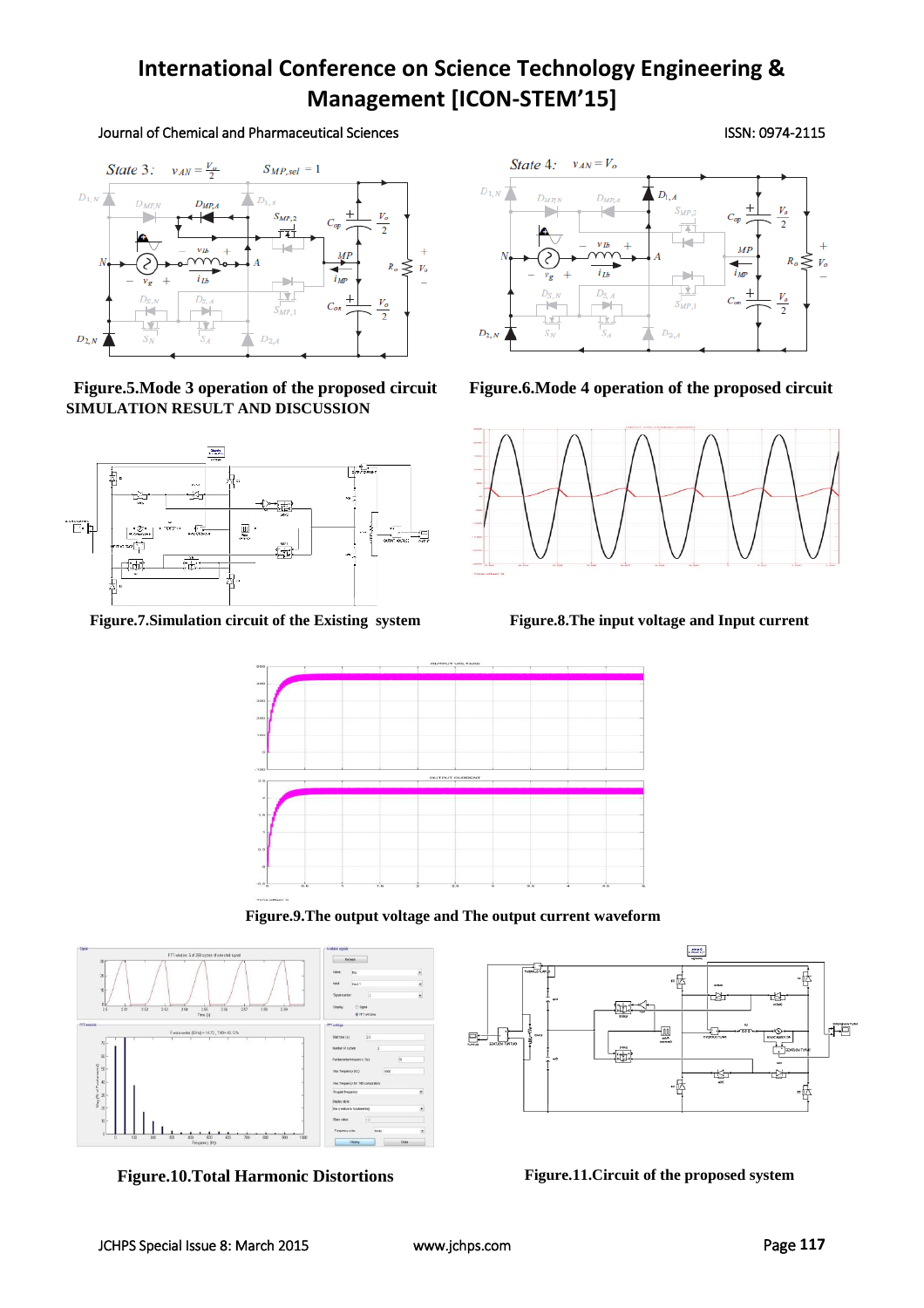Figure.5.Mode 3 operation of the proposed circuit

Figure.6.Mode 4 operation of the proposed circuit

**SIMULATION RESULT AND DISCUSSION**

Figure.7.Simulation circuit of the Existing system

Figure.8.The input voltage and Input current

Figure.9.The output voltage and The output current waveform

Figure.10.Total Harmonic Distortions

Figure.11.Circuit of the proposed system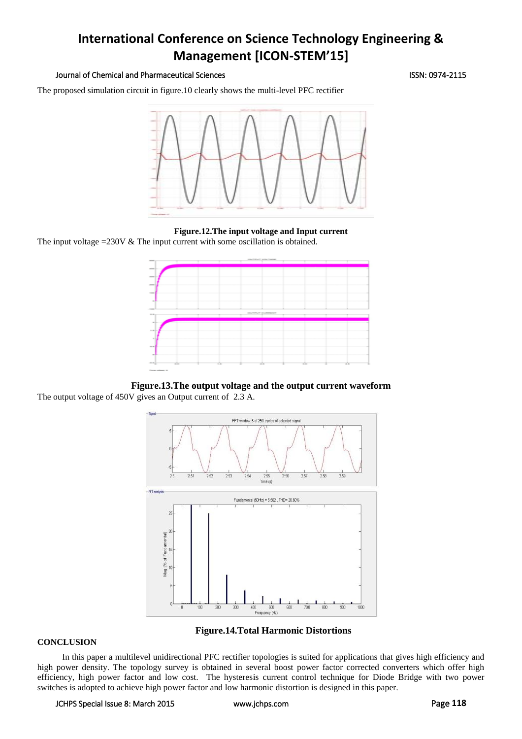The proposed simulation circuit in figure.10 clearly shows the multi-level PFC rectifier

**Figure.12.The input voltage and Input current**

The input voltage =230V & The input current with some oscillation is obtained.

**Figure.13.The output voltage and the output current waveform**

The output voltage of 450V gives an Output current of 2.3 A.

**Figure.14.Total Harmonic Distortions**

**CONCLUSION**

In this paper a multilevel unidirectional PFC rectifier topologies is suited for applications that gives high efficiency and high power density. The topology survey is obtained in several boost power factor corrected converters which offer high efficiency, high power factor and low cost. The hysteresis current control technique for Diode Bridge with two power switches is adopted to achieve high power factor and low harmonic distortion is designed in this paper.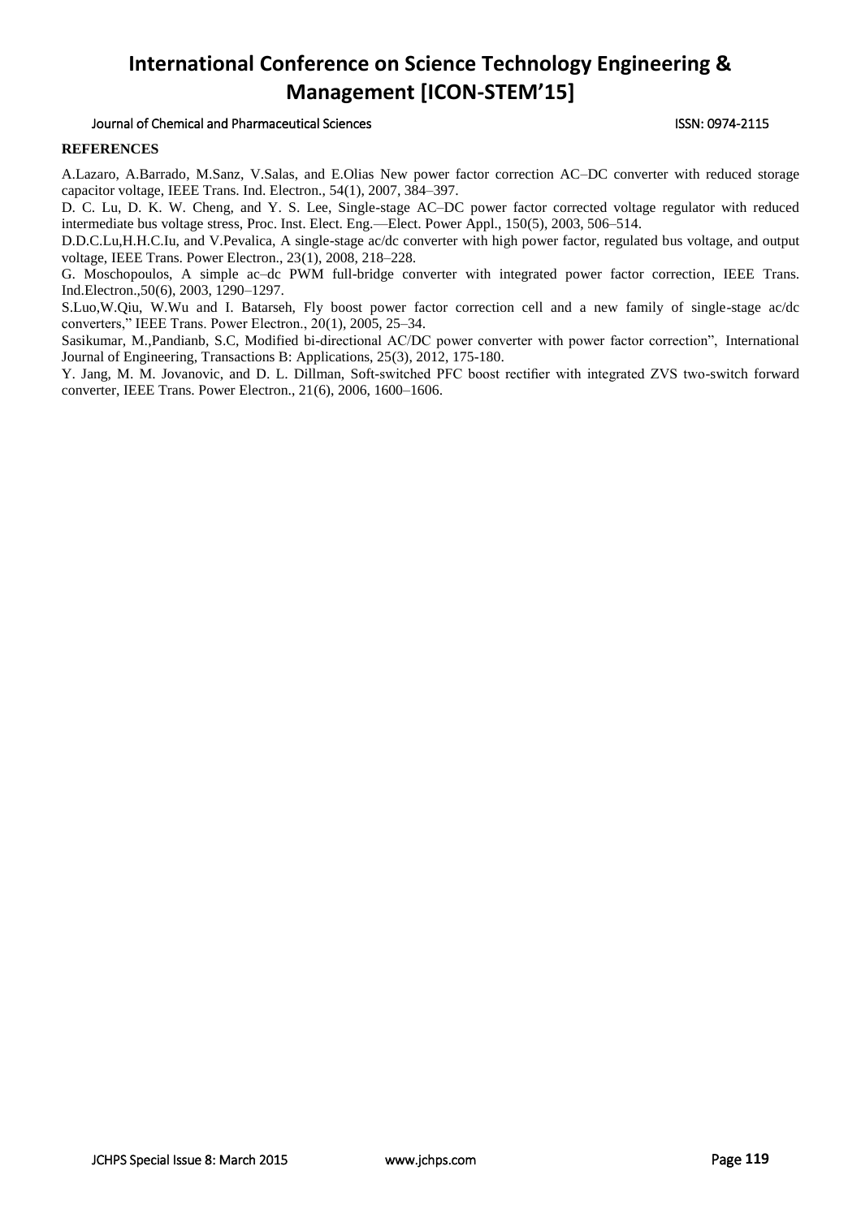**REFERENCES**

A.Lazaro, A.Barrado, M.Sanz, V.Salas, and E.Olias New power factor correction AC–DC converter with reduced storage capacitor voltage, IEEE Trans. Ind. Electron., 54(1), 2007, 384–397.

D. C. Lu, D. K. W. Cheng, and Y. S. Lee, Single-stage AC–DC power factor corrected voltage regulator with reduced intermediate bus voltage stress, Proc. Inst. Elect. Eng.—Elect. Power Appl., 150(5), 2003, 506–514.

D.D.C.Lu,H.H.C.Iu, and V.Pevalica, A single-stage ac/dc converter with high power factor, regulated bus voltage, and output voltage, IEEE Trans. Power Electron., 23(1), 2008, 218–228.

G. Moschopoulos, A simple ac–dc PWM full-bridge converter with integrated power factor correction, IEEE Trans. Ind.Electron.,50(6), 2003, 1290–1297.

S.Luo,W.Qiu, W.Wu and I. Batarseh, Fly boost power factor correction cell and a new family of single-stage ac/dc converters," IEEE Trans. Power Electron., 20(1), 2005, 25–34.

Sasikumar, M.,Pandianb, S.C, Modified bi-directional AC/DC power converter with power factor correction", International Journal of Engineering, Transactions B: Applications, 25(3), 2012, 175-180.

Y. Jang, M. M. Jovanovic, and D. L. Dillman, Soft-switched PFC boost rectifier with integrated ZVS two-switch forward converter, IEEE Trans. Power Electron., 21(6), 2006, 1600–1606.